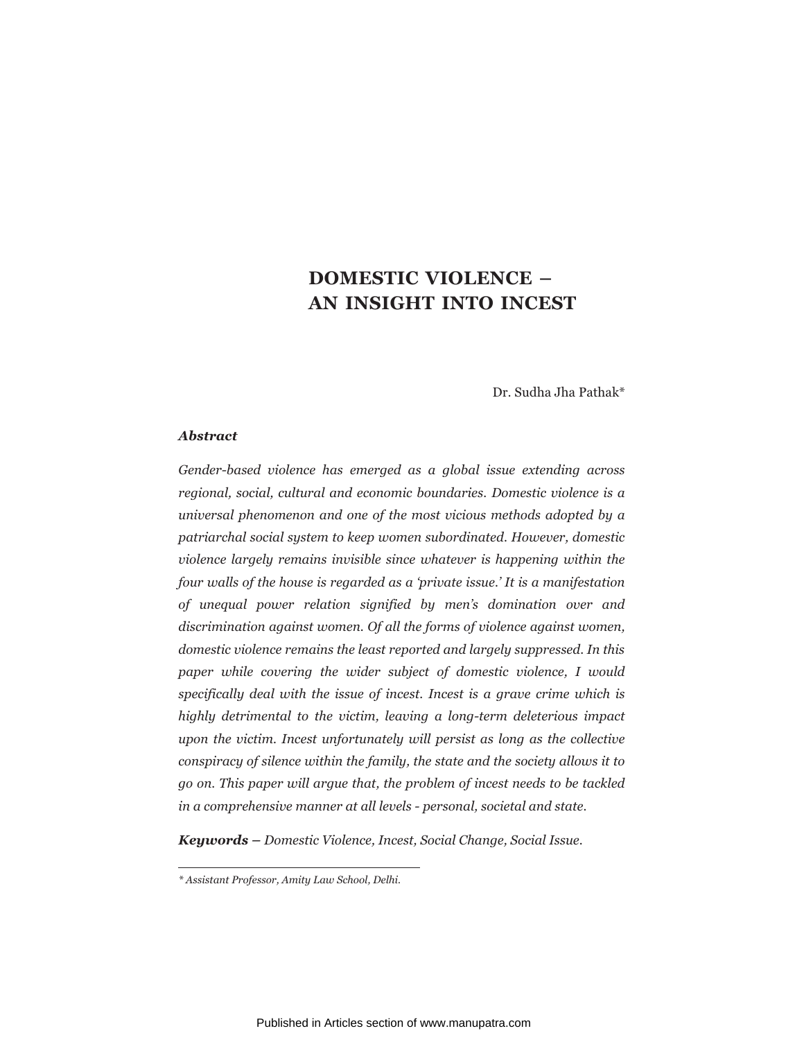# DOMESTIC VIOLENCE – AN INSIGHT INTO INCEST

Dr. Sudha Jha Pathak*

***Abstract***

*Gender-based violence has emerged as a global issue extending across regional, social, cultural and economic boundaries. Domestic violence is a universal phenomenon and one of the most vicious methods adopted by a patriarchal social system to keep women subordinated. However, domestic violence largely remains invisible since whatever is happening within the four walls of the house is regarded as a 'private issue.' It is a manifestation of unequal power relation signified by men's domination over and discrimination against women. Of all the forms of violence against women, domestic violence remains the least reported and largely suppressed. In this paper while covering the wider subject of domestic violence, I would specifically deal with the issue of incest. Incest is a grave crime which is highly detrimental to the victim, leaving a long-term deleterious impact upon the victim. Incest unfortunately will persist as long as the collective conspiracy of silence within the family, the state and the society allows it to go on. This paper will argue that, the problem of incest needs to be tackled in a comprehensive manner at all levels - personal, societal and state.*

***Keywords** – Domestic Violence, Incest, Social Change, Social Issue.*

---

*\* Assistant Professor, Amity Law School, Delhi.*

Published in Articles section of www.manupatra.com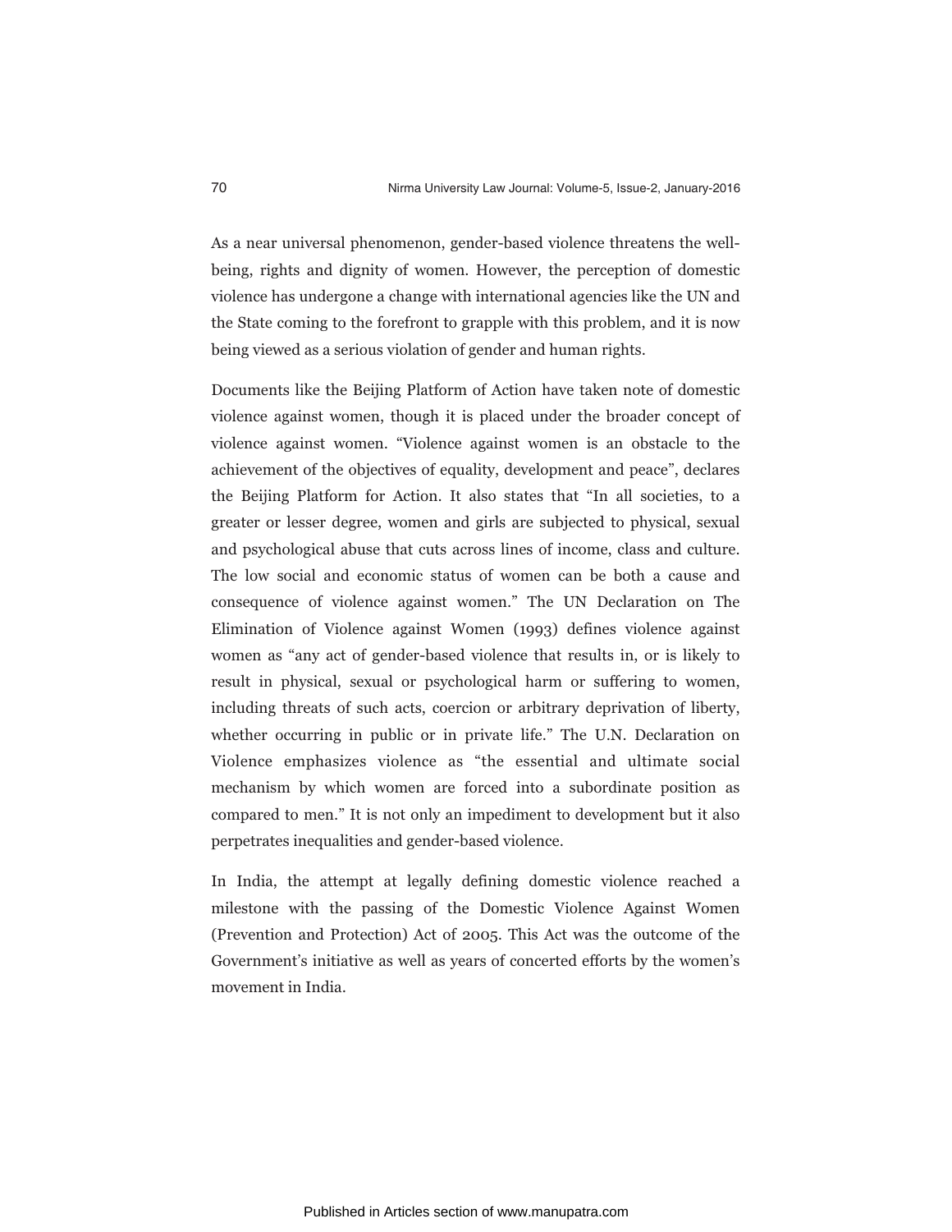As a near universal phenomenon, gender-based violence threatens the well-being, rights and dignity of women. However, the perception of domestic violence has undergone a change with international agencies like the UN and the State coming to the forefront to grapple with this problem, and it is now being viewed as a serious violation of gender and human rights.

Documents like the Beijing Platform of Action have taken note of domestic violence against women, though it is placed under the broader concept of violence against women. "Violence against women is an obstacle to the achievement of the objectives of equality, development and peace", declares the Beijing Platform for Action. It also states that "In all societies, to a greater or lesser degree, women and girls are subjected to physical, sexual and psychological abuse that cuts across lines of income, class and culture. The low social and economic status of women can be both a cause and consequence of violence against women." The UN Declaration on The Elimination of Violence against Women (1993) defines violence against women as "any act of gender-based violence that results in, or is likely to result in physical, sexual or psychological harm or suffering to women, including threats of such acts, coercion or arbitrary deprivation of liberty, whether occurring in public or in private life." The U.N. Declaration on Violence emphasizes violence as "the essential and ultimate social mechanism by which women are forced into a subordinate position as compared to men." It is not only an impediment to development but it also perpetrates inequalities and gender-based violence.

In India, the attempt at legally defining domestic violence reached a milestone with the passing of the Domestic Violence Against Women (Prevention and Protection) Act of 2005. This Act was the outcome of the Government's initiative as well as years of concerted efforts by the women's movement in India.

Published in Articles section of www.manupatra.com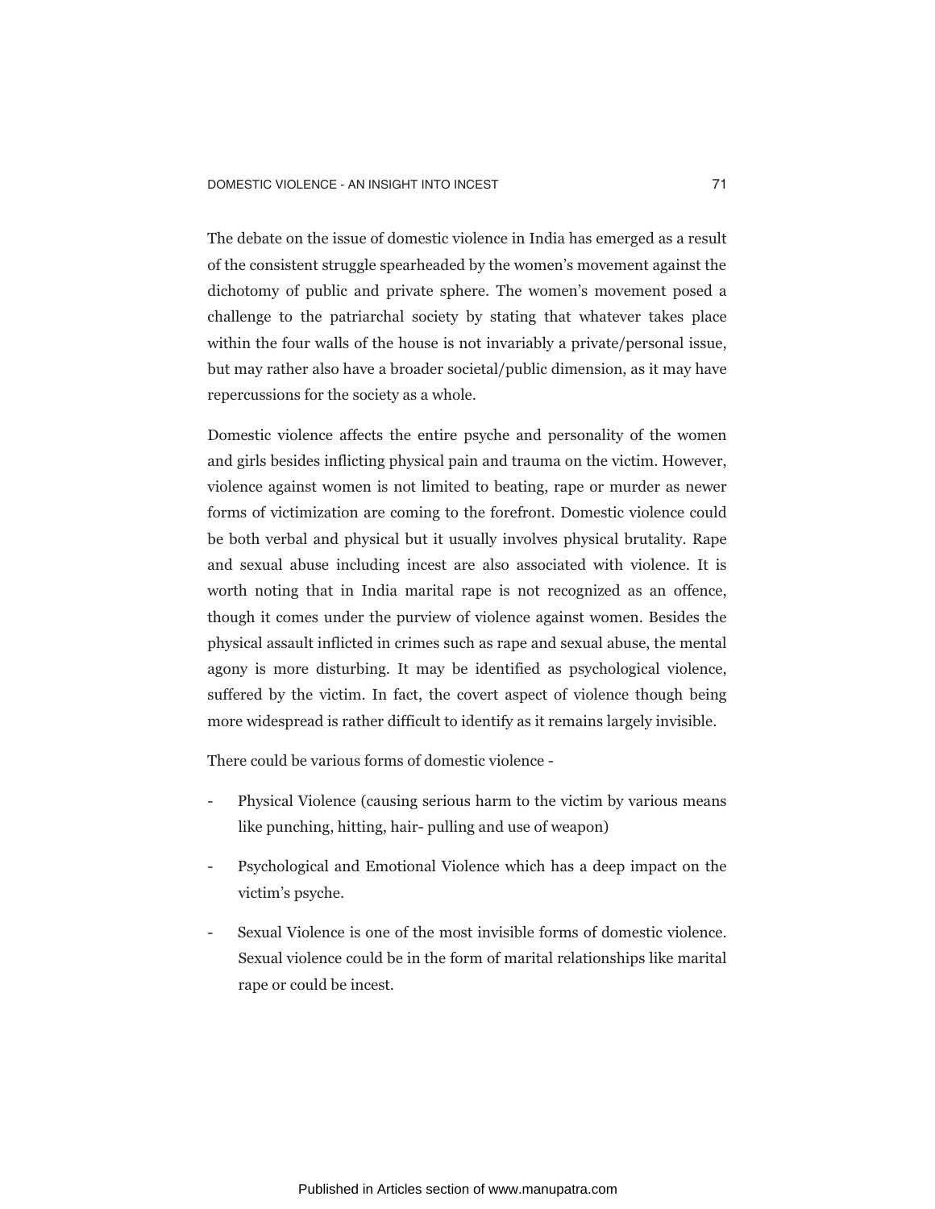The debate on the issue of domestic violence in India has emerged as a result of the consistent struggle spearheaded by the women's movement against the dichotomy of public and private sphere. The women's movement posed a challenge to the patriarchal society by stating that whatever takes place within the four walls of the house is not invariably a private/personal issue, but may rather also have a broader societal/public dimension, as it may have repercussions for the society as a whole.

Domestic violence affects the entire psyche and personality of the women and girls besides inflicting physical pain and trauma on the victim. However, violence against women is not limited to beating, rape or murder as newer forms of victimization are coming to the forefront. Domestic violence could be both verbal and physical but it usually involves physical brutality. Rape and sexual abuse including incest are also associated with violence. It is worth noting that in India marital rape is not recognized as an offence, though it comes under the purview of violence against women. Besides the physical assault inflicted in crimes such as rape and sexual abuse, the mental agony is more disturbing. It may be identified as psychological violence, suffered by the victim. In fact, the covert aspect of violence though being more widespread is rather difficult to identify as it remains largely invisible.

There could be various forms of domestic violence -

- Physical Violence (causing serious harm to the victim by various means like punching, hitting, hair- pulling and use of weapon)
- Psychological and Emotional Violence which has a deep impact on the victim's psyche.
- Sexual Violence is one of the most invisible forms of domestic violence. Sexual violence could be in the form of marital relationships like marital rape or could be incest.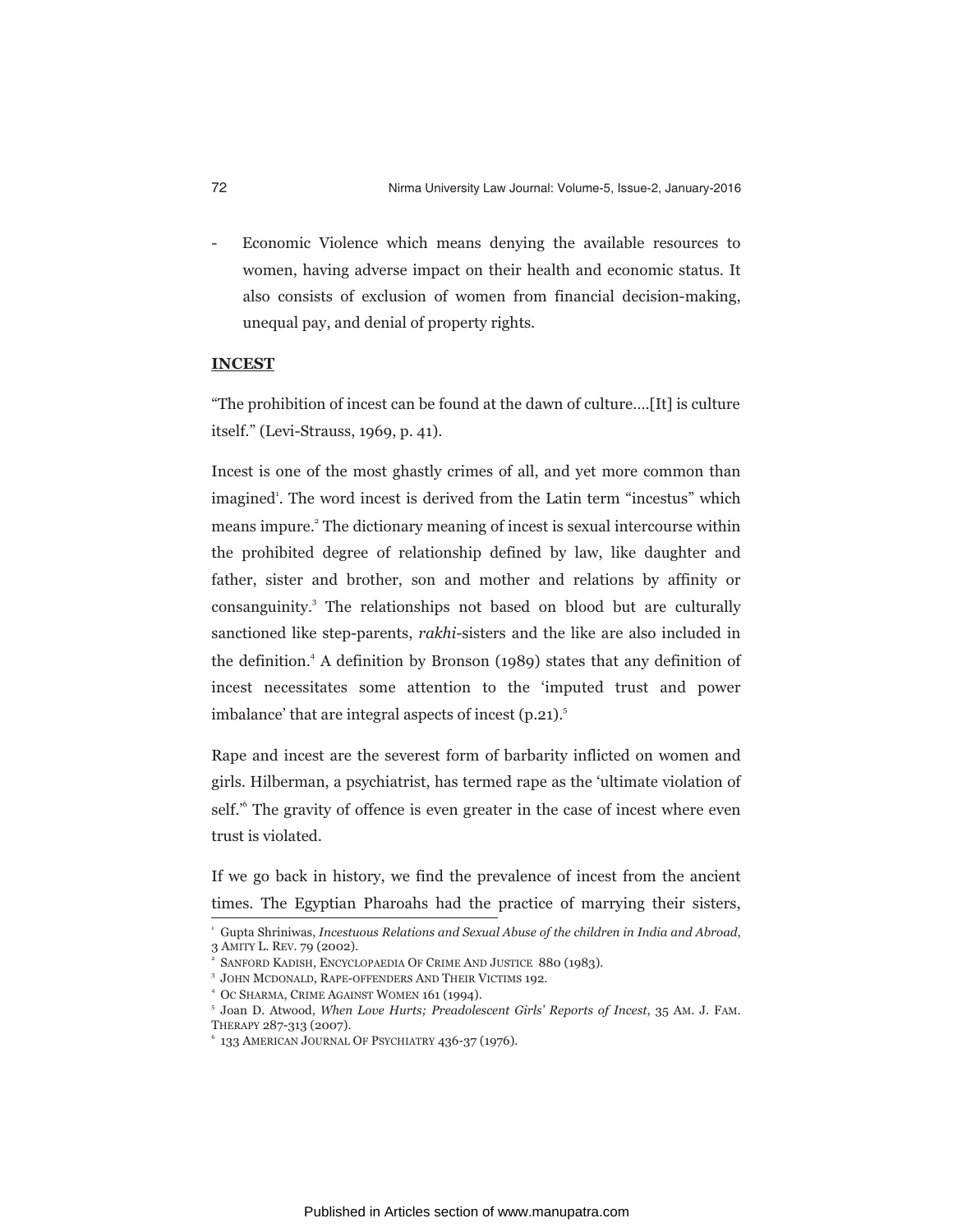- Economic Violence which means denying the available resources to women, having adverse impact on their health and economic status. It also consists of exclusion of women from financial decision-making, unequal pay, and denial of property rights.

## INCEST

"The prohibition of incest can be found at the dawn of culture….[It] is culture itself." (Levi-Strauss, 1969, p. 41).

Incest is one of the most ghastly crimes of all, and yet more common than imagined[1]. The word incest is derived from the Latin term "incestus" which means impure.[2] The dictionary meaning of incest is sexual intercourse within the prohibited degree of relationship defined by law, like daughter and father, sister and brother, son and mother and relations by affinity or consanguinity.[3] The relationships not based on blood but are culturally sanctioned like step-parents, *rakhi*-sisters and the like are also included in the definition.[4] A definition by Bronson (1989) states that any definition of incest necessitates some attention to the 'imputed trust and power imbalance' that are integral aspects of incest (p.21).[5]

Rape and incest are the severest form of barbarity inflicted on women and girls. Hilberman, a psychiatrist, has termed rape as the 'ultimate violation of self.'[6] The gravity of offence is even greater in the case of incest where even trust is violated.

If we go back in history, we find the prevalence of incest from the ancient times. The Egyptian Pharoahs had the practice of marrying their sisters,

---

[1] Gupta Shriniwas, *Incestuous Relations and Sexual Abuse of the children in India and Abroad*, 3 AMITY L. REV. 79 (2002).

[2] SANFORD KADISH, ENCYCLOPAEDIA OF CRIME AND JUSTICE 880 (1983).

[3] JOHN MCDONALD, RAPE-OFFENDERS AND THEIR VICTIMS 192.

[4] OC SHARMA, CRIME AGAINST WOMEN 161 (1994).

[5] Joan D. Atwood, *When Love Hurts; Preadolescent Girls' Reports of Incest*, 35 AM. J. FAM. THERAPY 287-313 (2007).

[6] 133 AMERICAN JOURNAL OF PSYCHIATRY 436-37 (1976).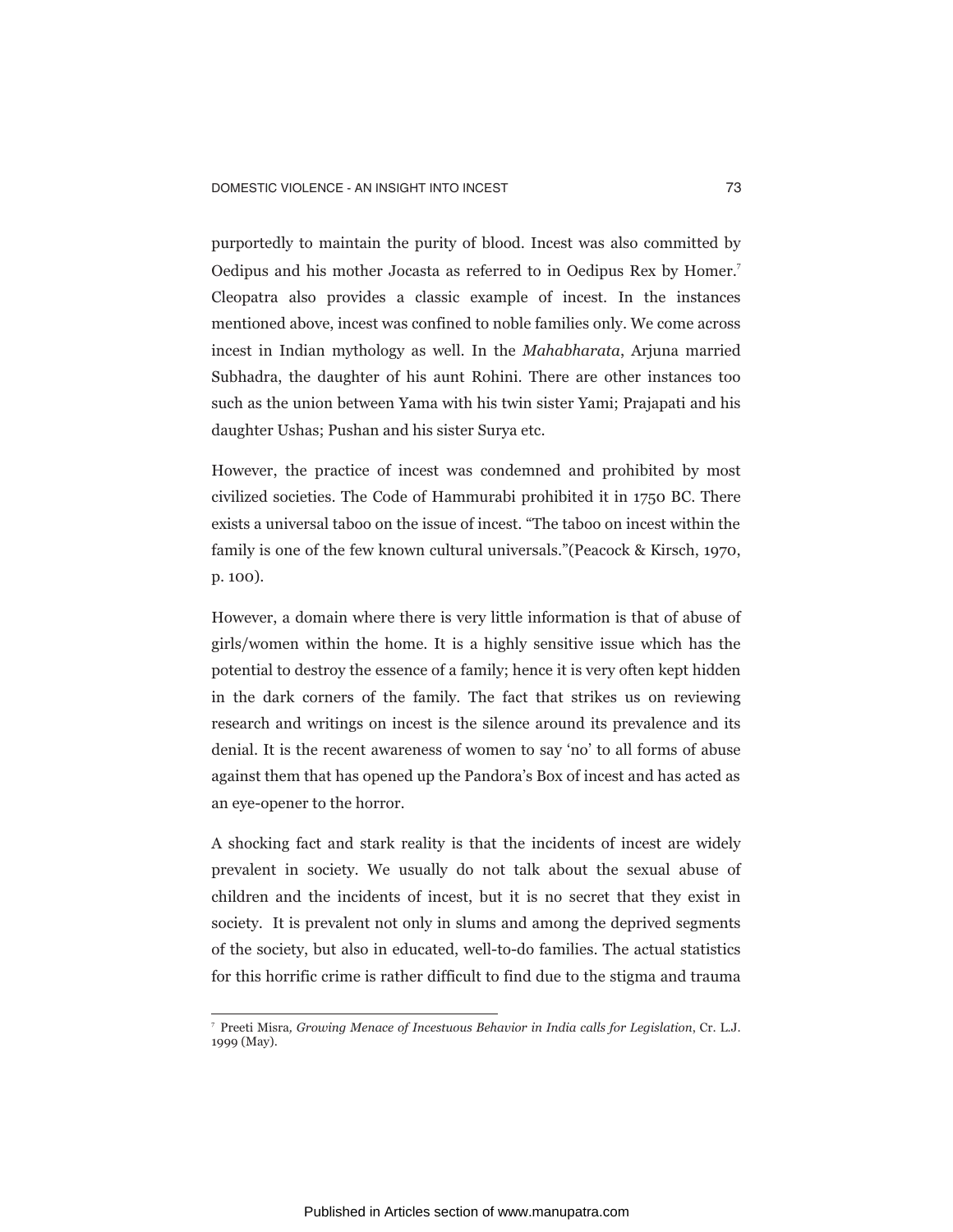purportedly to maintain the purity of blood. Incest was also committed by Oedipus and his mother Jocasta as referred to in Oedipus Rex by Homer.[7] Cleopatra also provides a classic example of incest. In the instances mentioned above, incest was confined to noble families only. We come across incest in Indian mythology as well. In the *Mahabharata*, Arjuna married Subhadra, the daughter of his aunt Rohini. There are other instances too such as the union between Yama with his twin sister Yami; Prajapati and his daughter Ushas; Pushan and his sister Surya etc.

However, the practice of incest was condemned and prohibited by most civilized societies. The Code of Hammurabi prohibited it in 1750 BC. There exists a universal taboo on the issue of incest. "The taboo on incest within the family is one of the few known cultural universals."(Peacock & Kirsch, 1970, p. 100).

However, a domain where there is very little information is that of abuse of girls/women within the home. It is a highly sensitive issue which has the potential to destroy the essence of a family; hence it is very often kept hidden in the dark corners of the family. The fact that strikes us on reviewing research and writings on incest is the silence around its prevalence and its denial. It is the recent awareness of women to say 'no' to all forms of abuse against them that has opened up the Pandora's Box of incest and has acted as an eye-opener to the horror.

A shocking fact and stark reality is that the incidents of incest are widely prevalent in society. We usually do not talk about the sexual abuse of children and the incidents of incest, but it is no secret that they exist in society. It is prevalent not only in slums and among the deprived segments of the society, but also in educated, well-to-do families. The actual statistics for this horrific crime is rather difficult to find due to the stigma and trauma

---

[7] Preeti Misra, *Growing Menace of Incestuous Behavior in India calls for Legislation*, Cr. L.J. 1999 (May).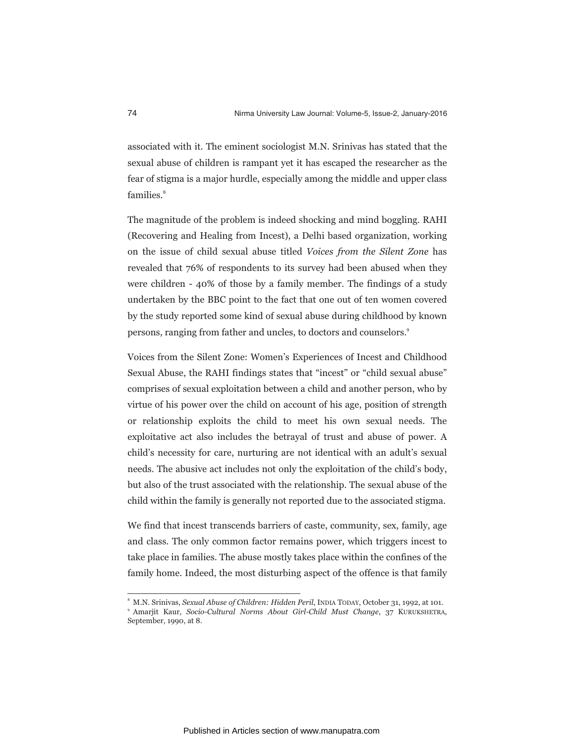associated with it. The eminent sociologist M.N. Srinivas has stated that the sexual abuse of children is rampant yet it has escaped the researcher as the fear of stigma is a major hurdle, especially among the middle and upper class families.[8]

The magnitude of the problem is indeed shocking and mind boggling. RAHI (Recovering and Healing from Incest), a Delhi based organization, working on the issue of child sexual abuse titled *Voices from the Silent Zone* has revealed that 76% of respondents to its survey had been abused when they were children - 40% of those by a family member. The findings of a study undertaken by the BBC point to the fact that one out of ten women covered by the study reported some kind of sexual abuse during childhood by known persons, ranging from father and uncles, to doctors and counselors.[9]

Voices from the Silent Zone: Women's Experiences of Incest and Childhood Sexual Abuse, the RAHI findings states that "incest" or "child sexual abuse" comprises of sexual exploitation between a child and another person, who by virtue of his power over the child on account of his age, position of strength or relationship exploits the child to meet his own sexual needs. The exploitative act also includes the betrayal of trust and abuse of power. A child's necessity for care, nurturing are not identical with an adult's sexual needs. The abusive act includes not only the exploitation of the child's body, but also of the trust associated with the relationship. The sexual abuse of the child within the family is generally not reported due to the associated stigma.

We find that incest transcends barriers of caste, community, sex, family, age and class. The only common factor remains power, which triggers incest to take place in families. The abuse mostly takes place within the confines of the family home. Indeed, the most disturbing aspect of the offence is that family

---

[8] M.N. Srinivas, *Sexual Abuse of Children: Hidden Peril*, INDIA TODAY, October 31, 1992, at 101.

[9] Amarjit Kaur, *Socio-Cultural Norms About Girl-Child Must Change*, 37 KURUKSHETRA, September, 1990, at 8.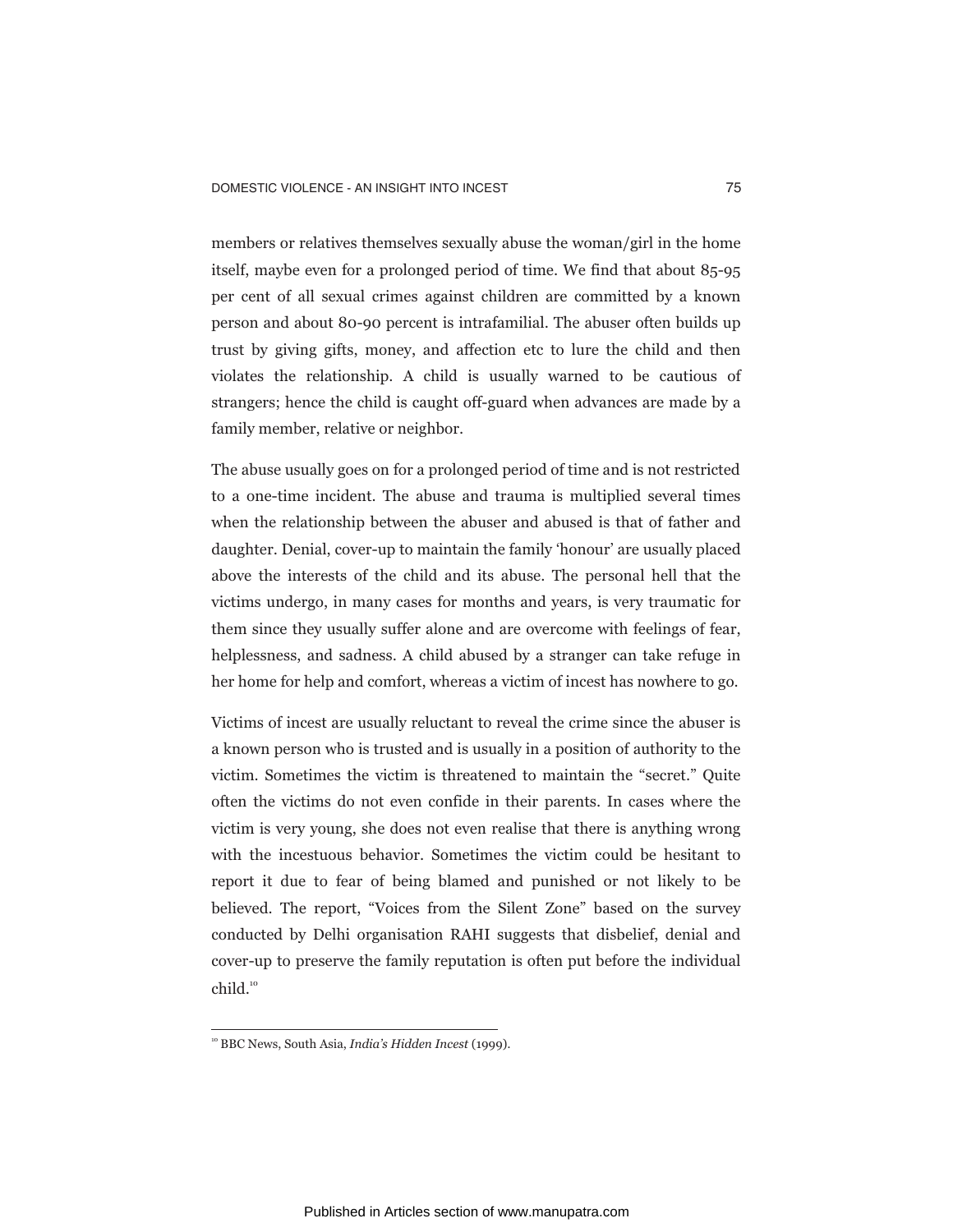members or relatives themselves sexually abuse the woman/girl in the home itself, maybe even for a prolonged period of time. We find that about 85-95 per cent of all sexual crimes against children are committed by a known person and about 80-90 percent is intrafamilial. The abuser often builds up trust by giving gifts, money, and affection etc to lure the child and then violates the relationship. A child is usually warned to be cautious of strangers; hence the child is caught off-guard when advances are made by a family member, relative or neighbor.

The abuse usually goes on for a prolonged period of time and is not restricted to a one-time incident. The abuse and trauma is multiplied several times when the relationship between the abuser and abused is that of father and daughter. Denial, cover-up to maintain the family 'honour' are usually placed above the interests of the child and its abuse. The personal hell that the victims undergo, in many cases for months and years, is very traumatic for them since they usually suffer alone and are overcome with feelings of fear, helplessness, and sadness. A child abused by a stranger can take refuge in her home for help and comfort, whereas a victim of incest has nowhere to go.

Victims of incest are usually reluctant to reveal the crime since the abuser is a known person who is trusted and is usually in a position of authority to the victim. Sometimes the victim is threatened to maintain the "secret." Quite often the victims do not even confide in their parents. In cases where the victim is very young, she does not even realise that there is anything wrong with the incestuous behavior. Sometimes the victim could be hesitant to report it due to fear of being blamed and punished or not likely to be believed. The report, "Voices from the Silent Zone" based on the survey conducted by Delhi organisation RAHI suggests that disbelief, denial and cover-up to preserve the family reputation is often put before the individual child.[10]

---

[10] BBC News, South Asia, *India's Hidden Incest* (1999).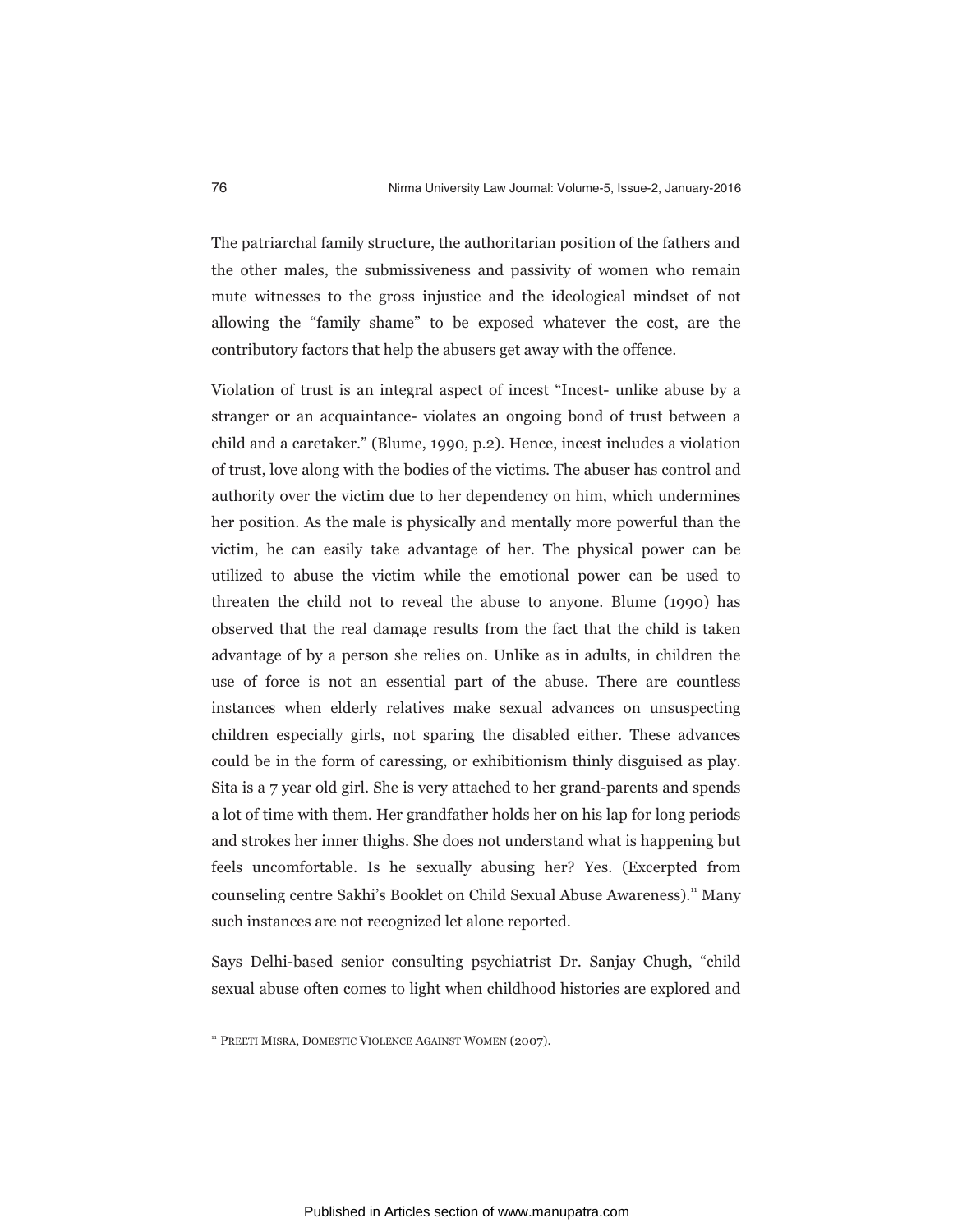The patriarchal family structure, the authoritarian position of the fathers and the other males, the submissiveness and passivity of women who remain mute witnesses to the gross injustice and the ideological mindset of not allowing the "family shame" to be exposed whatever the cost, are the contributory factors that help the abusers get away with the offence.

Violation of trust is an integral aspect of incest "Incest- unlike abuse by a stranger or an acquaintance- violates an ongoing bond of trust between a child and a caretaker." (Blume, 1990, p.2). Hence, incest includes a violation of trust, love along with the bodies of the victims. The abuser has control and authority over the victim due to her dependency on him, which undermines her position. As the male is physically and mentally more powerful than the victim, he can easily take advantage of her. The physical power can be utilized to abuse the victim while the emotional power can be used to threaten the child not to reveal the abuse to anyone. Blume (1990) has observed that the real damage results from the fact that the child is taken advantage of by a person she relies on. Unlike as in adults, in children the use of force is not an essential part of the abuse. There are countless instances when elderly relatives make sexual advances on unsuspecting children especially girls, not sparing the disabled either. These advances could be in the form of caressing, or exhibitionism thinly disguised as play. Sita is a 7 year old girl. She is very attached to her grand-parents and spends a lot of time with them. Her grandfather holds her on his lap for long periods and strokes her inner thighs. She does not understand what is happening but feels uncomfortable. Is he sexually abusing her? Yes. (Excerpted from counseling centre Sakhi's Booklet on Child Sexual Abuse Awareness).[11] Many such instances are not recognized let alone reported.

Says Delhi-based senior consulting psychiatrist Dr. Sanjay Chugh, "child sexual abuse often comes to light when childhood histories are explored and

---

[11] Preeti Misra, Domestic Violence Against Women (2007).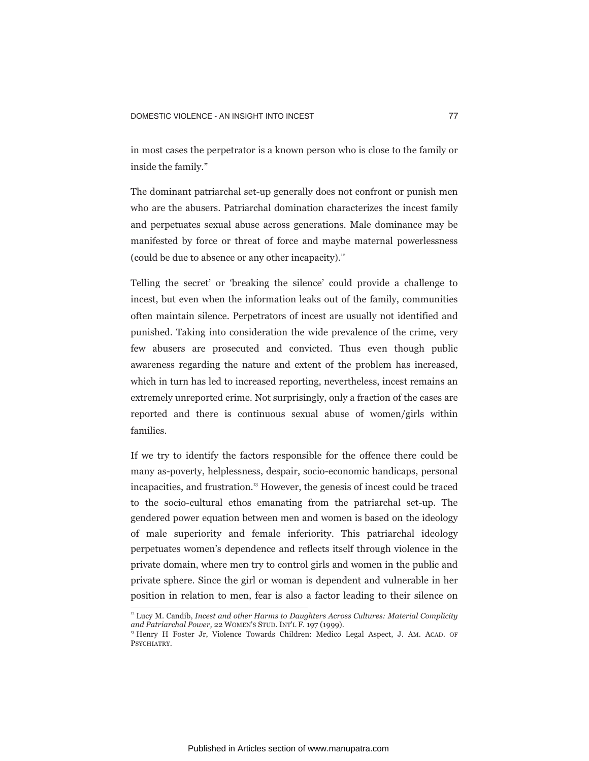in most cases the perpetrator is a known person who is close to the family or inside the family."

The dominant patriarchal set-up generally does not confront or punish men who are the abusers. Patriarchal domination characterizes the incest family and perpetuates sexual abuse across generations. Male dominance may be manifested by force or threat of force and maybe maternal powerlessness (could be due to absence or any other incapacity).[12]

Telling the secret' or 'breaking the silence' could provide a challenge to incest, but even when the information leaks out of the family, communities often maintain silence. Perpetrators of incest are usually not identified and punished. Taking into consideration the wide prevalence of the crime, very few abusers are prosecuted and convicted. Thus even though public awareness regarding the nature and extent of the problem has increased, which in turn has led to increased reporting, nevertheless, incest remains an extremely unreported crime. Not surprisingly, only a fraction of the cases are reported and there is continuous sexual abuse of women/girls within families.

If we try to identify the factors responsible for the offence there could be many as-poverty, helplessness, despair, socio-economic handicaps, personal incapacities, and frustration.[13] However, the genesis of incest could be traced to the socio-cultural ethos emanating from the patriarchal set-up. The gendered power equation between men and women is based on the ideology of male superiority and female inferiority. This patriarchal ideology perpetuates women's dependence and reflects itself through violence in the private domain, where men try to control girls and women in the public and private sphere. Since the girl or woman is dependent and vulnerable in her position in relation to men, fear is also a factor leading to their silence on

---

[12] Lucy M. Candib, *Incest and other Harms to Daughters Across Cultures: Material Complicity and Patriarchal Power,* 22 WOMEN'S STUD. INT'L F. 197 (1999).

[13] Henry H Foster Jr, Violence Towards Children: Medico Legal Aspect, J. AM. ACAD. OF PSYCHIATRY.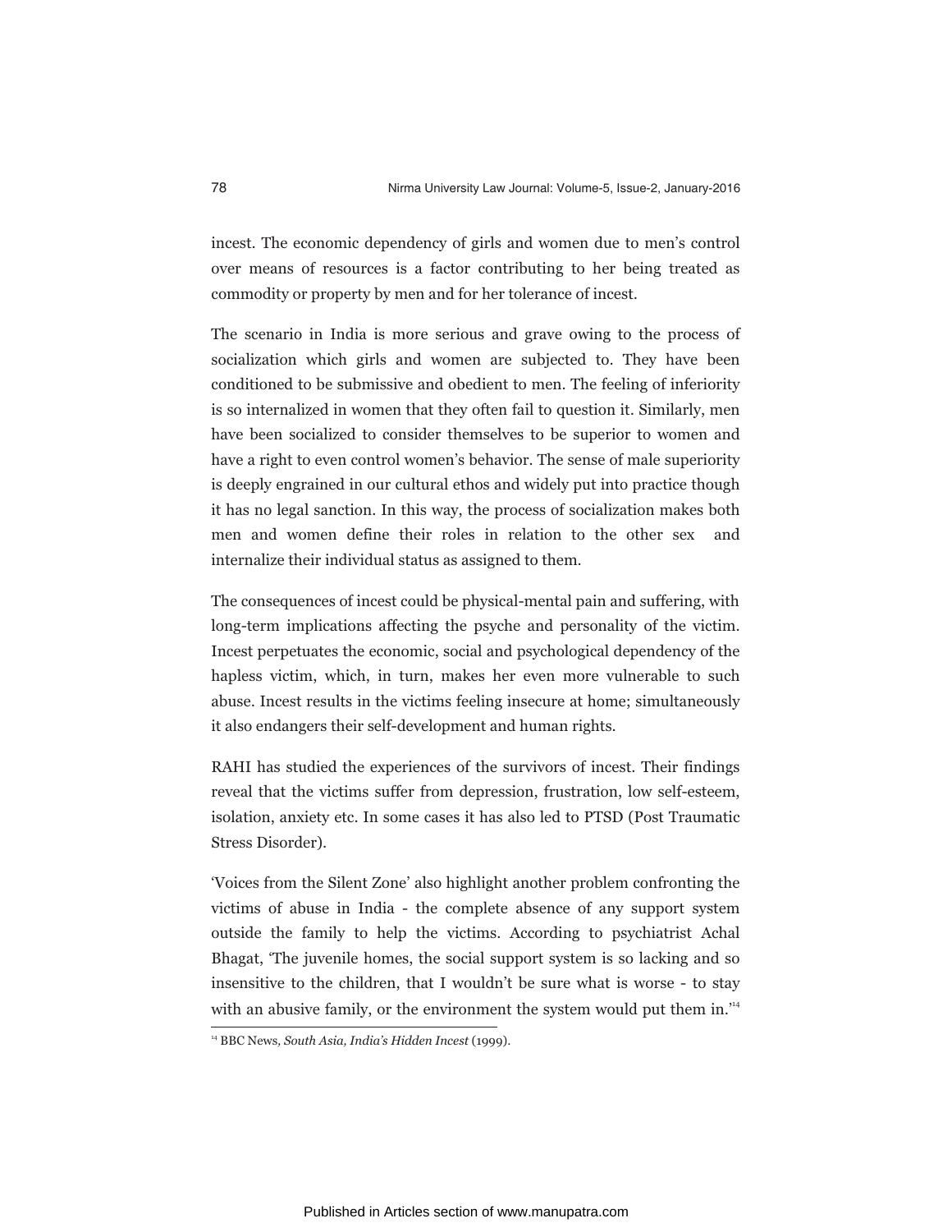incest. The economic dependency of girls and women due to men's control over means of resources is a factor contributing to her being treated as commodity or property by men and for her tolerance of incest.

The scenario in India is more serious and grave owing to the process of socialization which girls and women are subjected to. They have been conditioned to be submissive and obedient to men. The feeling of inferiority is so internalized in women that they often fail to question it. Similarly, men have been socialized to consider themselves to be superior to women and have a right to even control women's behavior. The sense of male superiority is deeply engrained in our cultural ethos and widely put into practice though it has no legal sanction. In this way, the process of socialization makes both men and women define their roles in relation to the other sex and internalize their individual status as assigned to them.

The consequences of incest could be physical-mental pain and suffering, with long-term implications affecting the psyche and personality of the victim. Incest perpetuates the economic, social and psychological dependency of the hapless victim, which, in turn, makes her even more vulnerable to such abuse. Incest results in the victims feeling insecure at home; simultaneously it also endangers their self-development and human rights.

RAHI has studied the experiences of the survivors of incest. Their findings reveal that the victims suffer from depression, frustration, low self-esteem, isolation, anxiety etc. In some cases it has also led to PTSD (Post Traumatic Stress Disorder).

'Voices from the Silent Zone' also highlight another problem confronting the victims of abuse in India - the complete absence of any support system outside the family to help the victims. According to psychiatrist Achal Bhagat, 'The juvenile homes, the social support system is so lacking and so insensitive to the children, that I wouldn't be sure what is worse - to stay with an abusive family, or the environment the system would put them in.'[14]

[14] BBC News, *South Asia, India's Hidden Incest* (1999).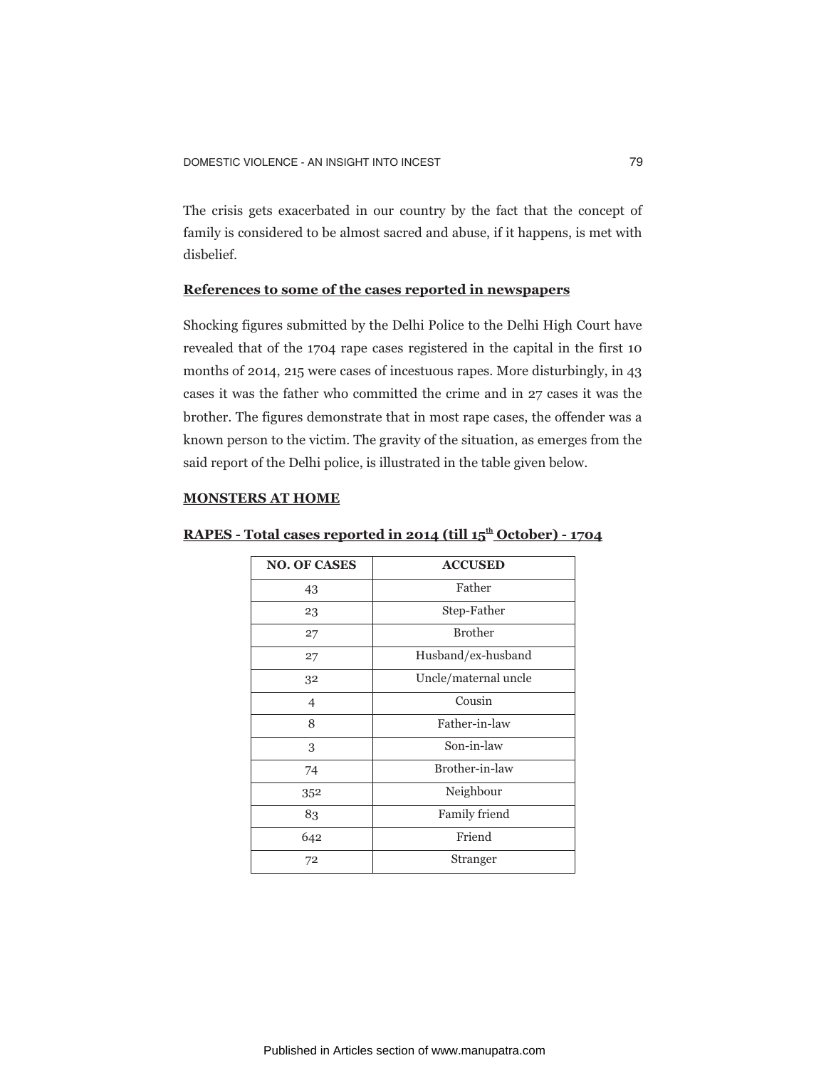The crisis gets exacerbated in our country by the fact that the concept of family is considered to be almost sacred and abuse, if it happens, is met with disbelief.

**References to some of the cases reported in newspapers**

Shocking figures submitted by the Delhi Police to the Delhi High Court have revealed that of the 1704 rape cases registered in the capital in the first 10 months of 2014, 215 were cases of incestuous rapes. More disturbingly, in 43 cases it was the father who committed the crime and in 27 cases it was the brother. The figures demonstrate that in most rape cases, the offender was a known person to the victim. The gravity of the situation, as emerges from the said report of the Delhi police, is illustrated in the table given below.

**MONSTERS AT HOME**

**RAPES - Total cases reported in 2014 (till 15th October) - 1704**

| NO. OF CASES | ACCUSED |
| --- | --- |
| 43 | Father |
| 23 | Step-Father |
| 27 | Brother |
| 27 | Husband/ex-husband |
| 32 | Uncle/maternal uncle |
| 4 | Cousin |
| 8 | Father-in-law |
| 3 | Son-in-law |
| 74 | Brother-in-law |
| 352 | Neighbour |
| 83 | Family friend |
| 642 | Friend |
| 72 | Stranger |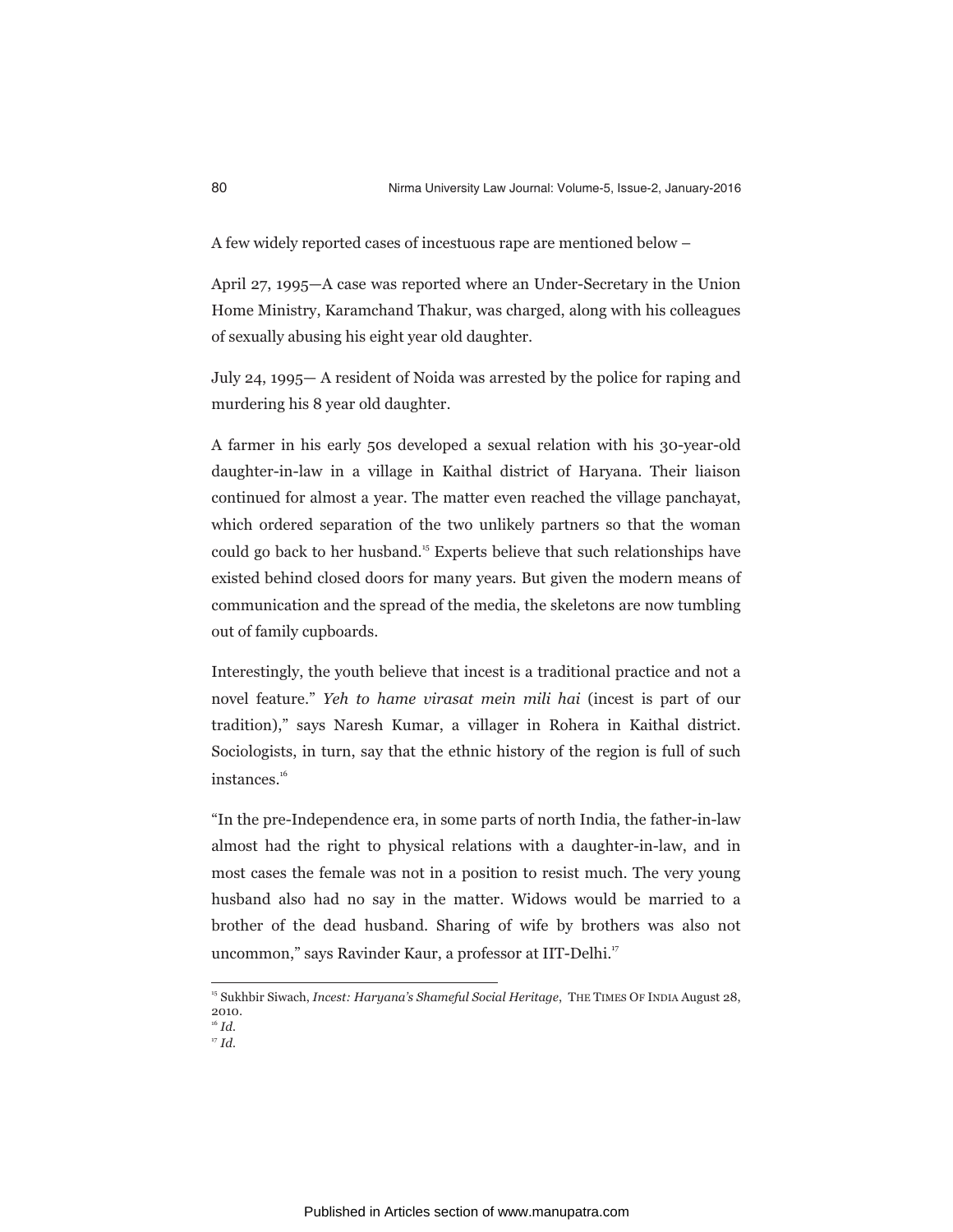A few widely reported cases of incestuous rape are mentioned below –

April 27, 1995—A case was reported where an Under-Secretary in the Union Home Ministry, Karamchand Thakur, was charged, along with his colleagues of sexually abusing his eight year old daughter.

July 24, 1995— A resident of Noida was arrested by the police for raping and murdering his 8 year old daughter.

A farmer in his early 50s developed a sexual relation with his 30-year-old daughter-in-law in a village in Kaithal district of Haryana. Their liaison continued for almost a year. The matter even reached the village panchayat, which ordered separation of the two unlikely partners so that the woman could go back to her husband.[15] Experts believe that such relationships have existed behind closed doors for many years. But given the modern means of communication and the spread of the media, the skeletons are now tumbling out of family cupboards.

Interestingly, the youth believe that incest is a traditional practice and not a novel feature." *Yeh to hame virasat mein mili hai* (incest is part of our tradition)," says Naresh Kumar, a villager in Rohera in Kaithal district. Sociologists, in turn, say that the ethnic history of the region is full of such instances.[16]

"In the pre-Independence era, in some parts of north India, the father-in-law almost had the right to physical relations with a daughter-in-law, and in most cases the female was not in a position to resist much. The very young husband also had no say in the matter. Widows would be married to a brother of the dead husband. Sharing of wife by brothers was also not uncommon," says Ravinder Kaur, a professor at IIT-Delhi.[17]

---

[15] Sukhbir Siwach, *Incest: Haryana's Shameful Social Heritage*, THE TIMES OF INDIA August 28, 2010.

[16] *Id.*

[17] *Id.*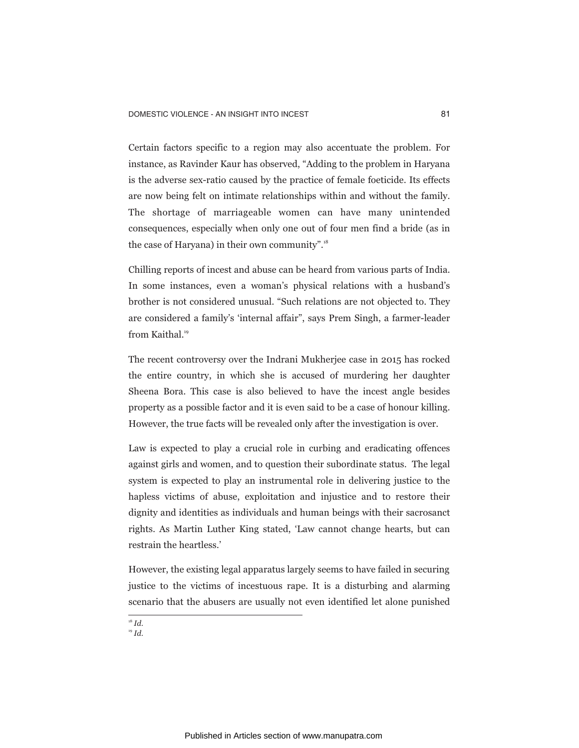Certain factors specific to a region may also accentuate the problem. For instance, as Ravinder Kaur has observed, "Adding to the problem in Haryana is the adverse sex-ratio caused by the practice of female foeticide. Its effects are now being felt on intimate relationships within and without the family. The shortage of marriageable women can have many unintended consequences, especially when only one out of four men find a bride (as in the case of Haryana) in their own community".[18]

Chilling reports of incest and abuse can be heard from various parts of India. In some instances, even a woman's physical relations with a husband's brother is not considered unusual. "Such relations are not objected to. They are considered a family's 'internal affair", says Prem Singh, a farmer-leader from Kaithal.[19]

The recent controversy over the Indrani Mukherjee case in 2015 has rocked the entire country, in which she is accused of murdering her daughter Sheena Bora. This case is also believed to have the incest angle besides property as a possible factor and it is even said to be a case of honour killing. However, the true facts will be revealed only after the investigation is over.

Law is expected to play a crucial role in curbing and eradicating offences against girls and women, and to question their subordinate status. The legal system is expected to play an instrumental role in delivering justice to the hapless victims of abuse, exploitation and injustice and to restore their dignity and identities as individuals and human beings with their sacrosanct rights. As Martin Luther King stated, 'Law cannot change hearts, but can restrain the heartless.'

However, the existing legal apparatus largely seems to have failed in securing justice to the victims of incestuous rape. It is a disturbing and alarming scenario that the abusers are usually not even identified let alone punished

---

[18] *Id.*

[19] *Id.*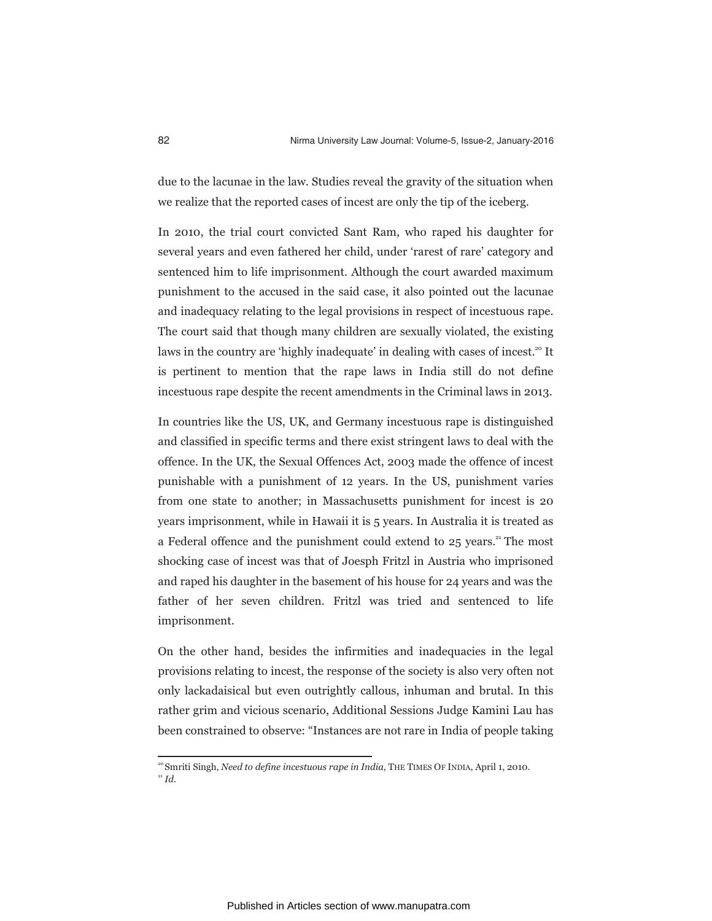due to the lacunae in the law. Studies reveal the gravity of the situation when we realize that the reported cases of incest are only the tip of the iceberg.

In 2010, the trial court convicted Sant Ram, who raped his daughter for several years and even fathered her child, under 'rarest of rare' category and sentenced him to life imprisonment. Although the court awarded maximum punishment to the accused in the said case, it also pointed out the lacunae and inadequacy relating to the legal provisions in respect of incestuous rape. The court said that though many children are sexually violated, the existing laws in the country are 'highly inadequate' in dealing with cases of incest.[20] It is pertinent to mention that the rape laws in India still do not define incestuous rape despite the recent amendments in the Criminal laws in 2013.

In countries like the US, UK, and Germany incestuous rape is distinguished and classified in specific terms and there exist stringent laws to deal with the offence. In the UK, the Sexual Offences Act, 2003 made the offence of incest punishable with a punishment of 12 years. In the US, punishment varies from one state to another; in Massachusetts punishment for incest is 20 years imprisonment, while in Hawaii it is 5 years. In Australia it is treated as a Federal offence and the punishment could extend to 25 years.[21] The most shocking case of incest was that of Joesph Fritzl in Austria who imprisoned and raped his daughter in the basement of his house for 24 years and was the father of her seven children. Fritzl was tried and sentenced to life imprisonment.

On the other hand, besides the infirmities and inadequacies in the legal provisions relating to incest, the response of the society is also very often not only lackadaisical but even outrightly callous, inhuman and brutal. In this rather grim and vicious scenario, Additional Sessions Judge Kamini Lau has been constrained to observe: "Instances are not rare in India of people taking

---

[20] Smriti Singh, *Need to define incestuous rape in India*, THE TIMES OF INDIA, April 1, 2010.

[21] *Id.*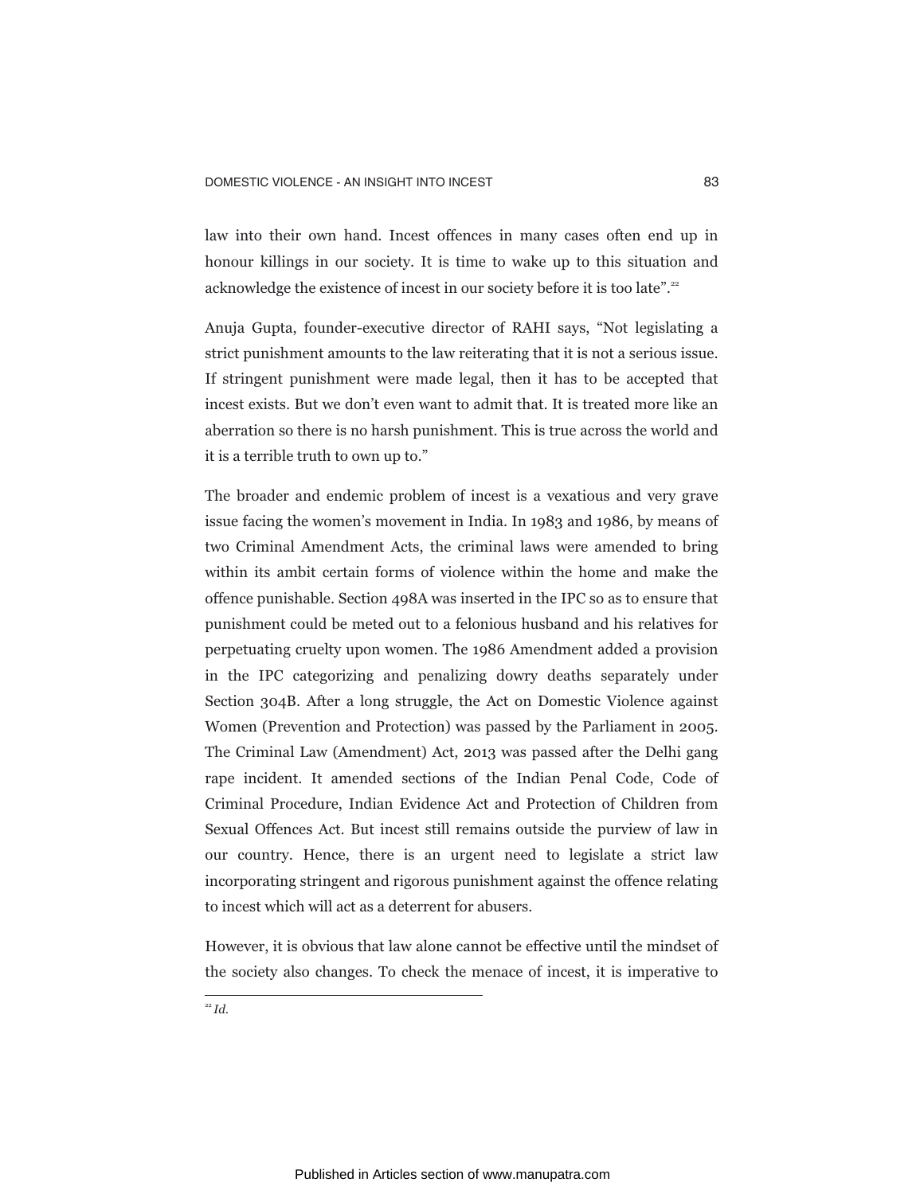law into their own hand. Incest offences in many cases often end up in honour killings in our society. It is time to wake up to this situation and acknowledge the existence of incest in our society before it is too late".[22]

Anuja Gupta, founder-executive director of RAHI says, "Not legislating a strict punishment amounts to the law reiterating that it is not a serious issue. If stringent punishment were made legal, then it has to be accepted that incest exists. But we don't even want to admit that. It is treated more like an aberration so there is no harsh punishment. This is true across the world and it is a terrible truth to own up to."

The broader and endemic problem of incest is a vexatious and very grave issue facing the women's movement in India. In 1983 and 1986, by means of two Criminal Amendment Acts, the criminal laws were amended to bring within its ambit certain forms of violence within the home and make the offence punishable. Section 498A was inserted in the IPC so as to ensure that punishment could be meted out to a felonious husband and his relatives for perpetuating cruelty upon women. The 1986 Amendment added a provision in the IPC categorizing and penalizing dowry deaths separately under Section 304B. After a long struggle, the Act on Domestic Violence against Women (Prevention and Protection) was passed by the Parliament in 2005. The Criminal Law (Amendment) Act, 2013 was passed after the Delhi gang rape incident. It amended sections of the Indian Penal Code, Code of Criminal Procedure, Indian Evidence Act and Protection of Children from Sexual Offences Act. But incest still remains outside the purview of law in our country. Hence, there is an urgent need to legislate a strict law incorporating stringent and rigorous punishment against the offence relating to incest which will act as a deterrent for abusers.

However, it is obvious that law alone cannot be effective until the mindset of the society also changes. To check the menace of incest, it is imperative to

---

[22] *Id.*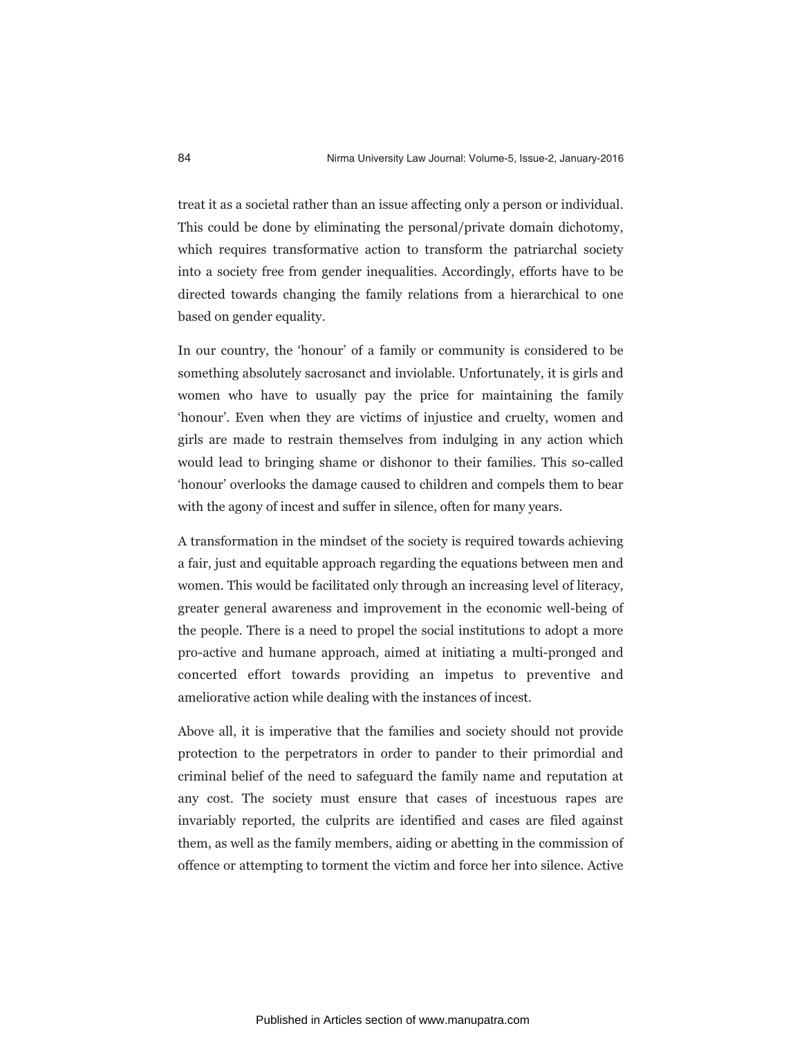treat it as a societal rather than an issue affecting only a person or individual. This could be done by eliminating the personal/private domain dichotomy, which requires transformative action to transform the patriarchal society into a society free from gender inequalities. Accordingly, efforts have to be directed towards changing the family relations from a hierarchical to one based on gender equality.

In our country, the 'honour' of a family or community is considered to be something absolutely sacrosanct and inviolable. Unfortunately, it is girls and women who have to usually pay the price for maintaining the family 'honour'. Even when they are victims of injustice and cruelty, women and girls are made to restrain themselves from indulging in any action which would lead to bringing shame or dishonor to their families. This so-called 'honour' overlooks the damage caused to children and compels them to bear with the agony of incest and suffer in silence, often for many years.

A transformation in the mindset of the society is required towards achieving a fair, just and equitable approach regarding the equations between men and women. This would be facilitated only through an increasing level of literacy, greater general awareness and improvement in the economic well-being of the people. There is a need to propel the social institutions to adopt a more pro-active and humane approach, aimed at initiating a multi-pronged and concerted effort towards providing an impetus to preventive and ameliorative action while dealing with the instances of incest.

Above all, it is imperative that the families and society should not provide protection to the perpetrators in order to pander to their primordial and criminal belief of the need to safeguard the family name and reputation at any cost. The society must ensure that cases of incestuous rapes are invariably reported, the culprits are identified and cases are filed against them, as well as the family members, aiding or abetting in the commission of offence or attempting to torment the victim and force her into silence. Active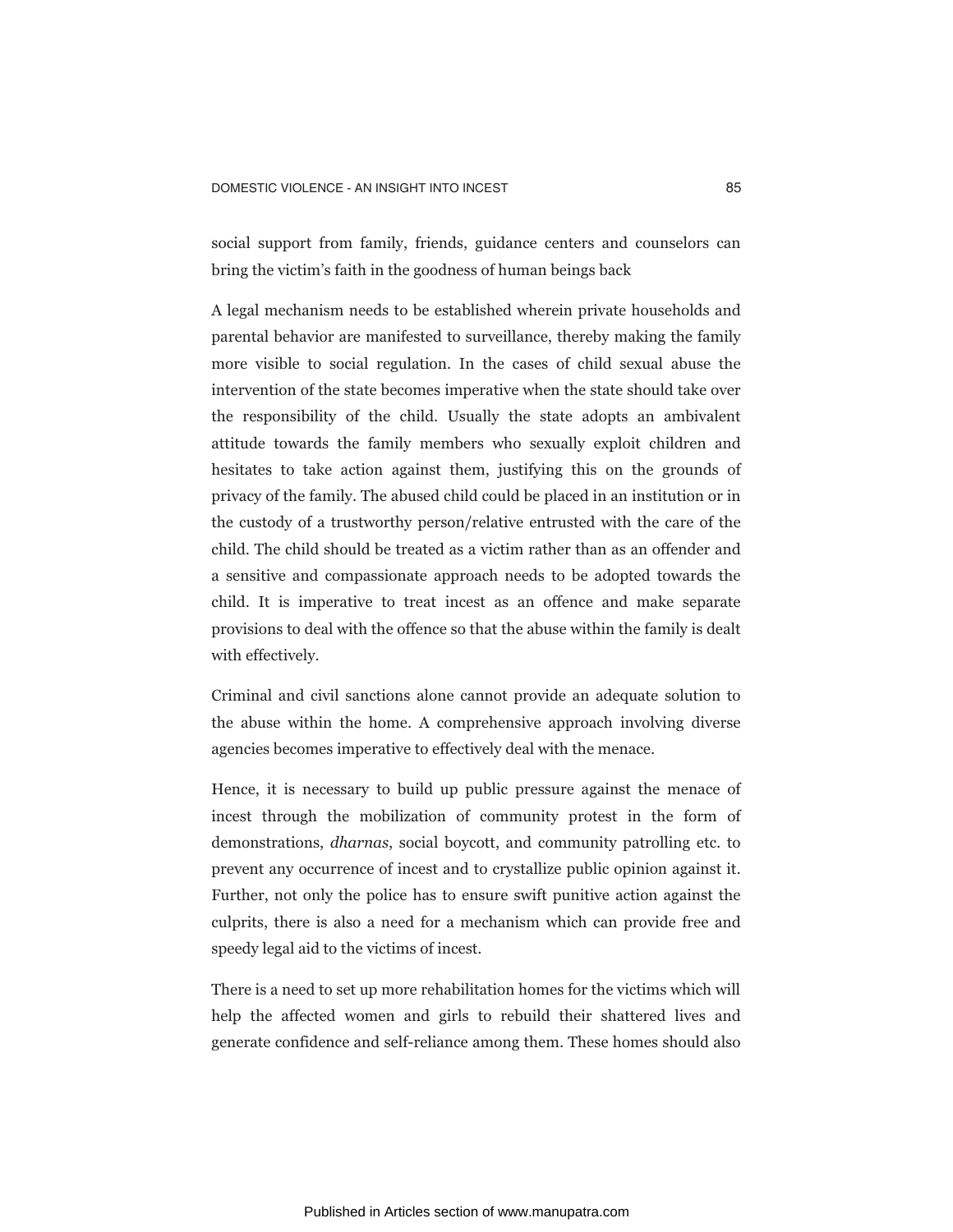social support from family, friends, guidance centers and counselors can bring the victim's faith in the goodness of human beings back

A legal mechanism needs to be established wherein private households and parental behavior are manifested to surveillance, thereby making the family more visible to social regulation. In the cases of child sexual abuse the intervention of the state becomes imperative when the state should take over the responsibility of the child. Usually the state adopts an ambivalent attitude towards the family members who sexually exploit children and hesitates to take action against them, justifying this on the grounds of privacy of the family. The abused child could be placed in an institution or in the custody of a trustworthy person/relative entrusted with the care of the child. The child should be treated as a victim rather than as an offender and a sensitive and compassionate approach needs to be adopted towards the child. It is imperative to treat incest as an offence and make separate provisions to deal with the offence so that the abuse within the family is dealt with effectively.

Criminal and civil sanctions alone cannot provide an adequate solution to the abuse within the home. A comprehensive approach involving diverse agencies becomes imperative to effectively deal with the menace.

Hence, it is necessary to build up public pressure against the menace of incest through the mobilization of community protest in the form of demonstrations, *dharnas*, social boycott, and community patrolling etc. to prevent any occurrence of incest and to crystallize public opinion against it. Further, not only the police has to ensure swift punitive action against the culprits, there is also a need for a mechanism which can provide free and speedy legal aid to the victims of incest.

There is a need to set up more rehabilitation homes for the victims which will help the affected women and girls to rebuild their shattered lives and generate confidence and self-reliance among them. These homes should also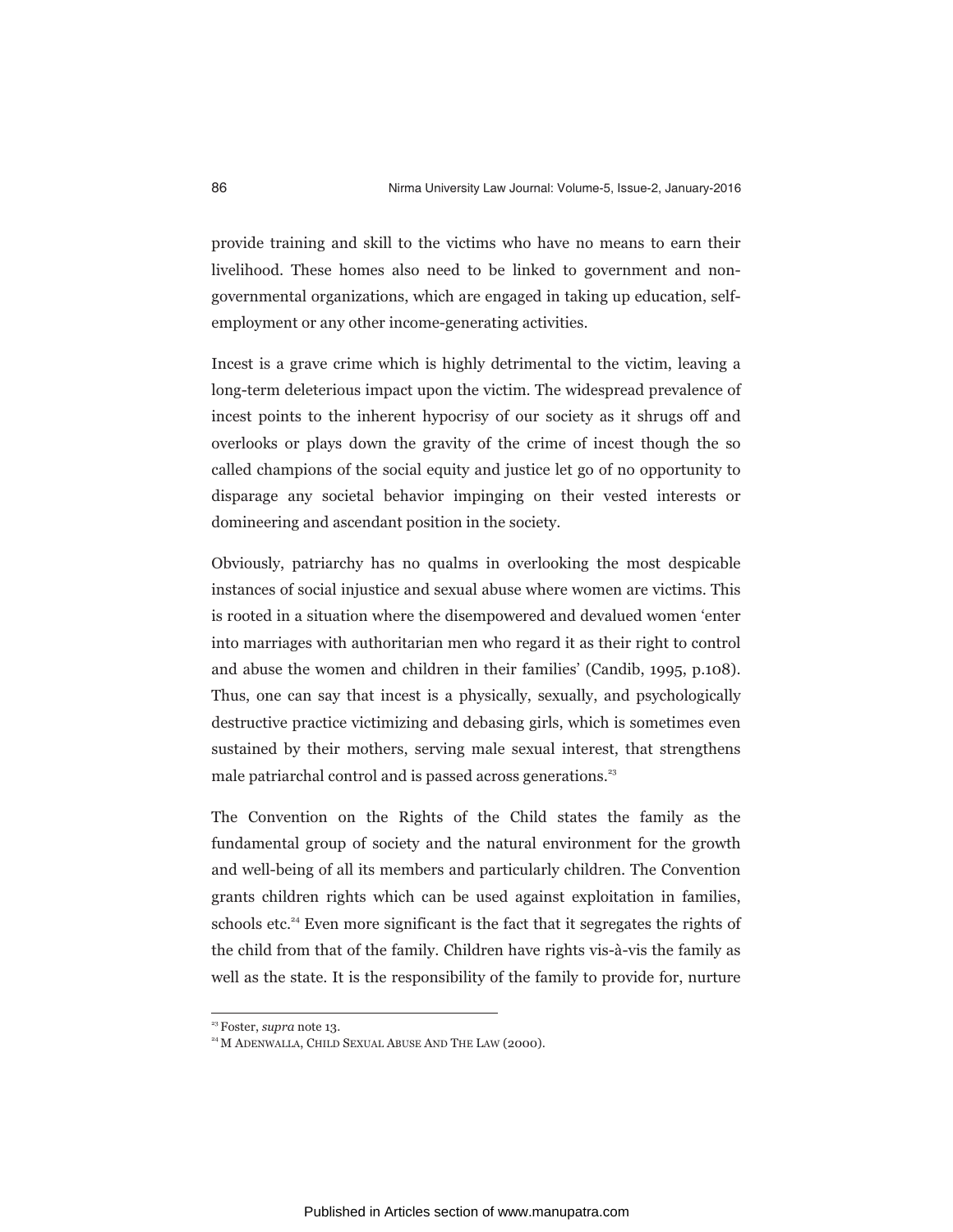provide training and skill to the victims who have no means to earn their livelihood. These homes also need to be linked to government and non-governmental organizations, which are engaged in taking up education, self-employment or any other income-generating activities.

Incest is a grave crime which is highly detrimental to the victim, leaving a long-term deleterious impact upon the victim. The widespread prevalence of incest points to the inherent hypocrisy of our society as it shrugs off and overlooks or plays down the gravity of the crime of incest though the so called champions of the social equity and justice let go of no opportunity to disparage any societal behavior impinging on their vested interests or domineering and ascendant position in the society.

Obviously, patriarchy has no qualms in overlooking the most despicable instances of social injustice and sexual abuse where women are victims. This is rooted in a situation where the disempowered and devalued women 'enter into marriages with authoritarian men who regard it as their right to control and abuse the women and children in their families' (Candib, 1995, p.108). Thus, one can say that incest is a physically, sexually, and psychologically destructive practice victimizing and debasing girls, which is sometimes even sustained by their mothers, serving male sexual interest, that strengthens male patriarchal control and is passed across generations.[23]

The Convention on the Rights of the Child states the family as the fundamental group of society and the natural environment for the growth and well-being of all its members and particularly children. The Convention grants children rights which can be used against exploitation in families, schools etc.[24] Even more significant is the fact that it segregates the rights of the child from that of the family. Children have rights vis-à-vis the family as well as the state. It is the responsibility of the family to provide for, nurture

---

[23] Foster, *supra* note 13.

[24] M Adenwalla, Child Sexual Abuse And The Law (2000).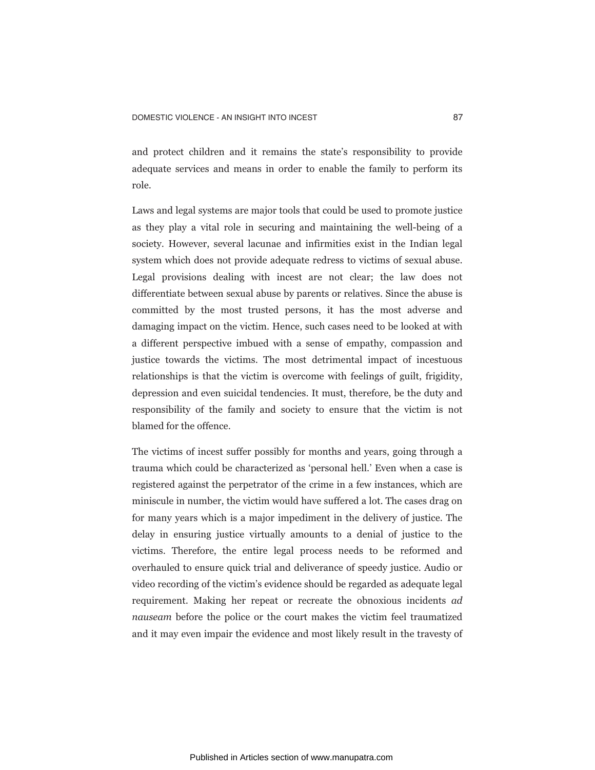and protect children and it remains the state's responsibility to provide adequate services and means in order to enable the family to perform its role.

Laws and legal systems are major tools that could be used to promote justice as they play a vital role in securing and maintaining the well-being of a society. However, several lacunae and infirmities exist in the Indian legal system which does not provide adequate redress to victims of sexual abuse. Legal provisions dealing with incest are not clear; the law does not differentiate between sexual abuse by parents or relatives. Since the abuse is committed by the most trusted persons, it has the most adverse and damaging impact on the victim. Hence, such cases need to be looked at with a different perspective imbued with a sense of empathy, compassion and justice towards the victims. The most detrimental impact of incestuous relationships is that the victim is overcome with feelings of guilt, frigidity, depression and even suicidal tendencies. It must, therefore, be the duty and responsibility of the family and society to ensure that the victim is not blamed for the offence.

The victims of incest suffer possibly for months and years, going through a trauma which could be characterized as 'personal hell.' Even when a case is registered against the perpetrator of the crime in a few instances, which are miniscule in number, the victim would have suffered a lot. The cases drag on for many years which is a major impediment in the delivery of justice. The delay in ensuring justice virtually amounts to a denial of justice to the victims. Therefore, the entire legal process needs to be reformed and overhauled to ensure quick trial and deliverance of speedy justice. Audio or video recording of the victim's evidence should be regarded as adequate legal requirement. Making her repeat or recreate the obnoxious incidents *ad nauseam* before the police or the court makes the victim feel traumatized and it may even impair the evidence and most likely result in the travesty of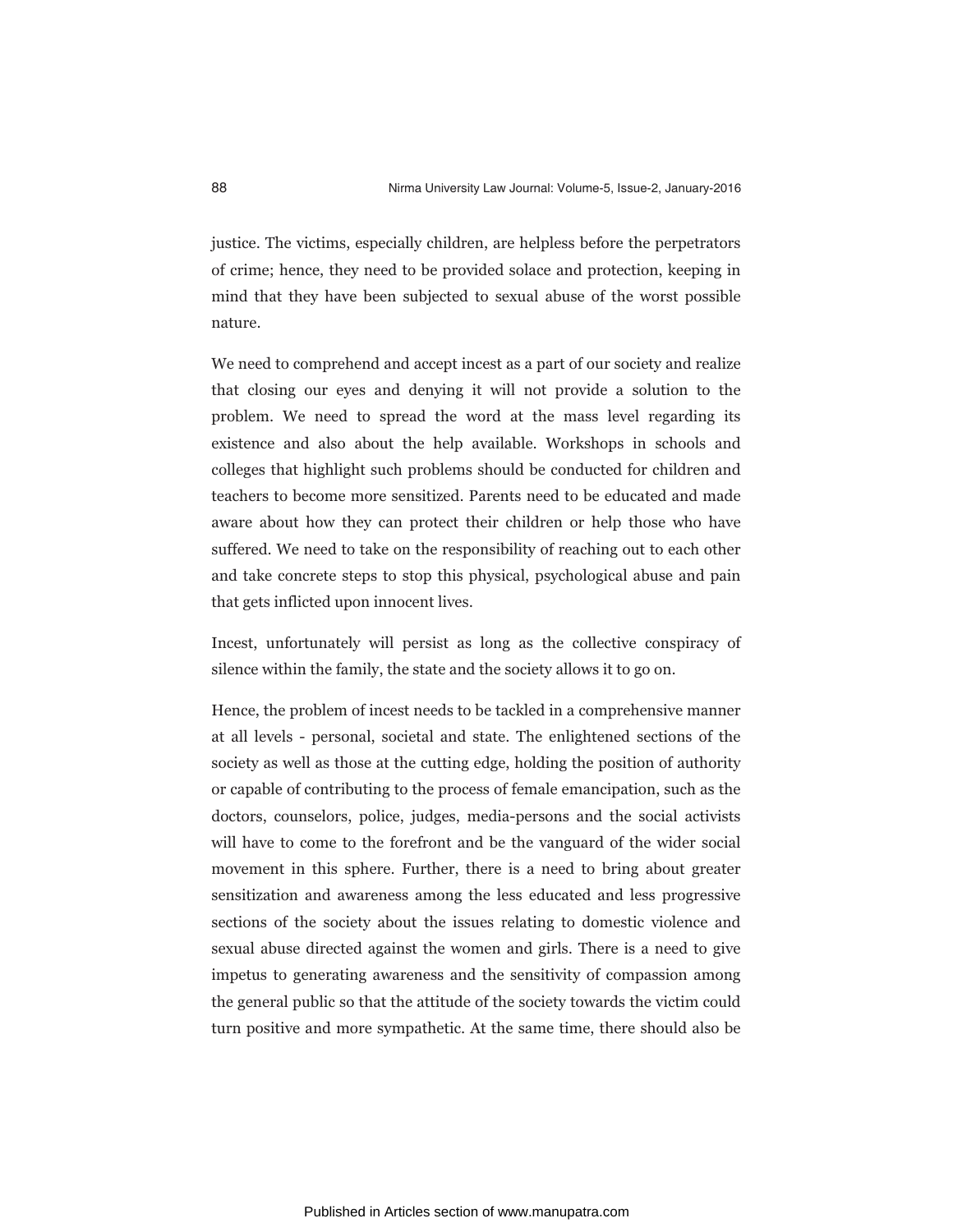justice. The victims, especially children, are helpless before the perpetrators of crime; hence, they need to be provided solace and protection, keeping in mind that they have been subjected to sexual abuse of the worst possible nature.

We need to comprehend and accept incest as a part of our society and realize that closing our eyes and denying it will not provide a solution to the problem. We need to spread the word at the mass level regarding its existence and also about the help available. Workshops in schools and colleges that highlight such problems should be conducted for children and teachers to become more sensitized. Parents need to be educated and made aware about how they can protect their children or help those who have suffered. We need to take on the responsibility of reaching out to each other and take concrete steps to stop this physical, psychological abuse and pain that gets inflicted upon innocent lives.

Incest, unfortunately will persist as long as the collective conspiracy of silence within the family, the state and the society allows it to go on.

Hence, the problem of incest needs to be tackled in a comprehensive manner at all levels - personal, societal and state. The enlightened sections of the society as well as those at the cutting edge, holding the position of authority or capable of contributing to the process of female emancipation, such as the doctors, counselors, police, judges, media-persons and the social activists will have to come to the forefront and be the vanguard of the wider social movement in this sphere. Further, there is a need to bring about greater sensitization and awareness among the less educated and less progressive sections of the society about the issues relating to domestic violence and sexual abuse directed against the women and girls. There is a need to give impetus to generating awareness and the sensitivity of compassion among the general public so that the attitude of the society towards the victim could turn positive and more sympathetic. At the same time, there should also be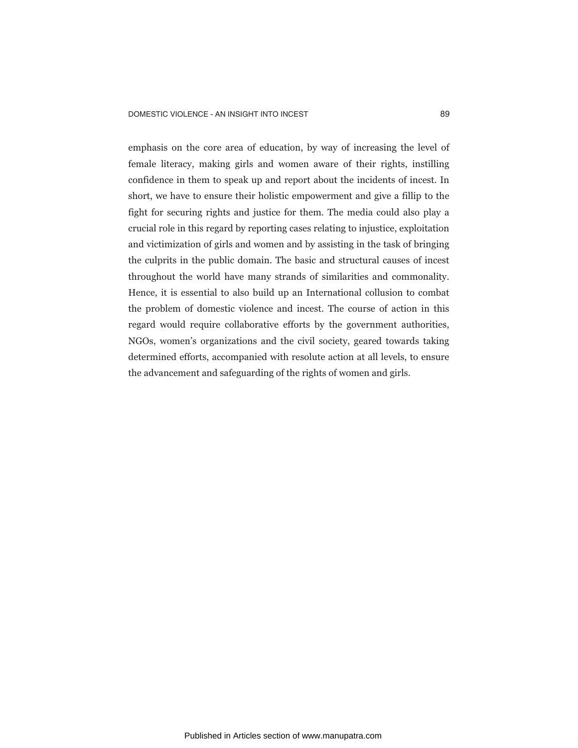emphasis on the core area of education, by way of increasing the level of female literacy, making girls and women aware of their rights, instilling confidence in them to speak up and report about the incidents of incest. In short, we have to ensure their holistic empowerment and give a fillip to the fight for securing rights and justice for them. The media could also play a crucial role in this regard by reporting cases relating to injustice, exploitation and victimization of girls and women and by assisting in the task of bringing the culprits in the public domain. The basic and structural causes of incest throughout the world have many strands of similarities and commonality. Hence, it is essential to also build up an International collusion to combat the problem of domestic violence and incest. The course of action in this regard would require collaborative efforts by the government authorities, NGOs, women's organizations and the civil society, geared towards taking determined efforts, accompanied with resolute action at all levels, to ensure the advancement and safeguarding of the rights of women and girls.